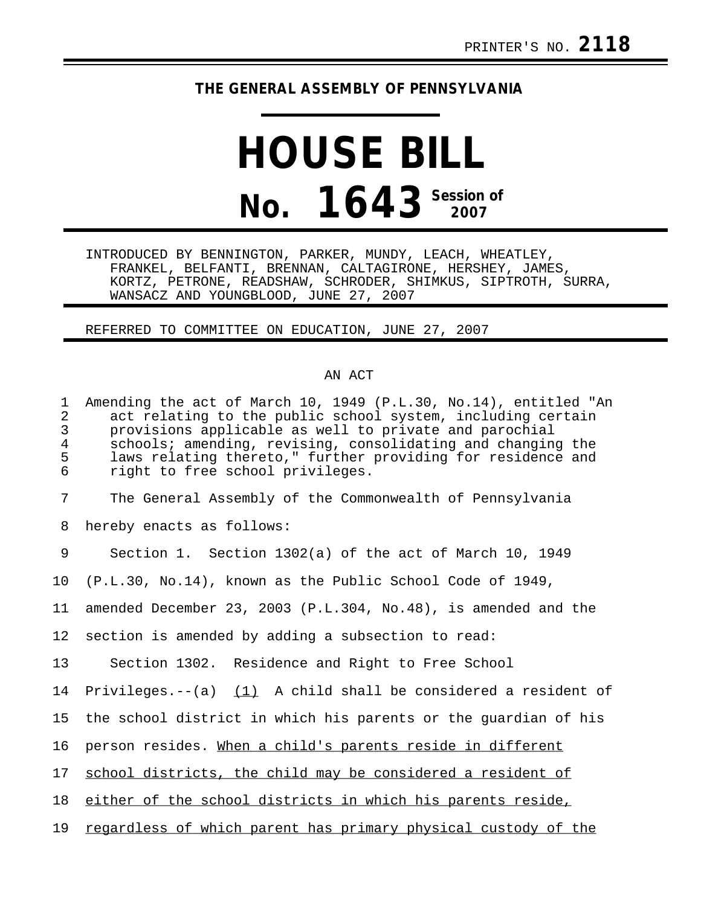PRINTER'S NO. **2118**

**THE GENERAL ASSEMBLY OF PENNSYLVANIA**

# HOUSE BILL

# No. 1643 Session of 2007

INTRODUCED BY BENNINGTON, PARKER, MUNDY, LEACH, WHEATLEY, FRANKEL, BELFANTI, BRENNAN, CALTAGIRONE, HERSHEY, JAMES, KORTZ, PETRONE, READSHAW, SCHRODER, SHIMKUS, SIPTROTH, SURRA, WANSACZ AND YOUNGBLOOD, JUNE 27, 2007

REFERRED TO COMMITTEE ON EDUCATION, JUNE 27, 2007

AN ACT

Amending the act of March 10, 1949 (P.L.30, No.14), entitled "An act relating to the public school system, including certain provisions applicable as well to private and parochial schools; amending, revising, consolidating and changing the laws relating thereto," further providing for residence and right to free school privileges.

The General Assembly of the Commonwealth of Pennsylvania hereby enacts as follows:

Section 1. Section 1302(a) of the act of March 10, 1949 (P.L.30, No.14), known as the Public School Code of 1949, amended December 23, 2003 (P.L.304, No.48), is amended and the section is amended by adding a subsection to read:

Section 1302. Residence and Right to Free School Privileges.--(a) <u>(1)</u> A child shall be considered a resident of the school district in which his parents or the guardian of his person resides. <u>When a child's parents reside in different school districts, the child may be considered a resident of either of the school districts in which his parents reside, regardless of which parent has primary physical custody of the</u>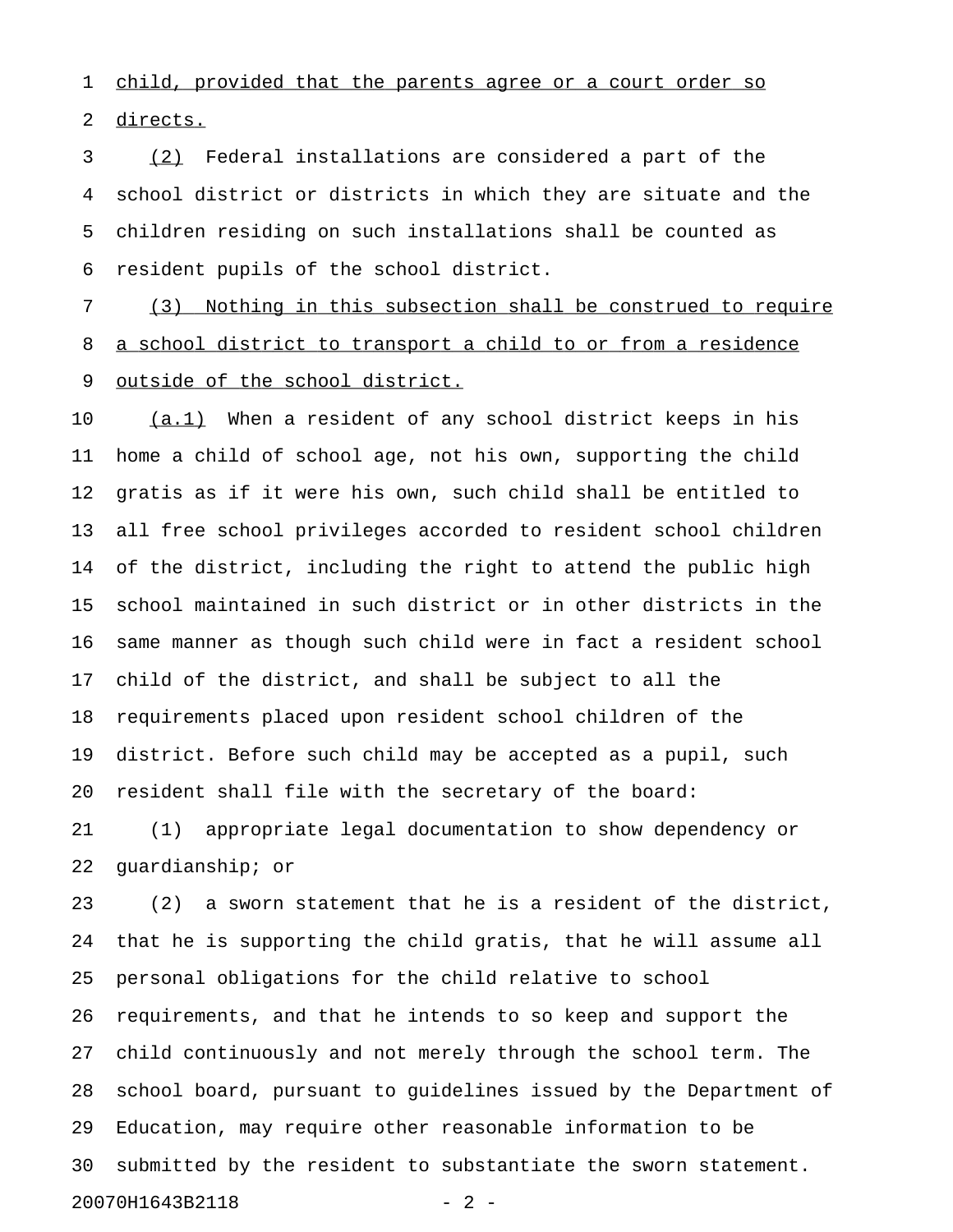child, provided that the parents agree or a court order so directs.

(2) Federal installations are considered a part of the school district or districts in which they are situate and the children residing on such installations shall be counted as resident pupils of the school district.

(3) Nothing in this subsection shall be construed to require a school district to transport a child to or from a residence outside of the school district.

(a.1) When a resident of any school district keeps in his home a child of school age, not his own, supporting the child gratis as if it were his own, such child shall be entitled to all free school privileges accorded to resident school children of the district, including the right to attend the public high school maintained in such district or in other districts in the same manner as though such child were in fact a resident school child of the district, and shall be subject to all the requirements placed upon resident school children of the district. Before such child may be accepted as a pupil, such resident shall file with the secretary of the board:

(1) appropriate legal documentation to show dependency or guardianship; or

(2) a sworn statement that he is a resident of the district, that he is supporting the child gratis, that he will assume all personal obligations for the child relative to school requirements, and that he intends to so keep and support the child continuously and not merely through the school term. The school board, pursuant to guidelines issued by the Department of Education, may require other reasonable information to be submitted by the resident to substantiate the sworn statement.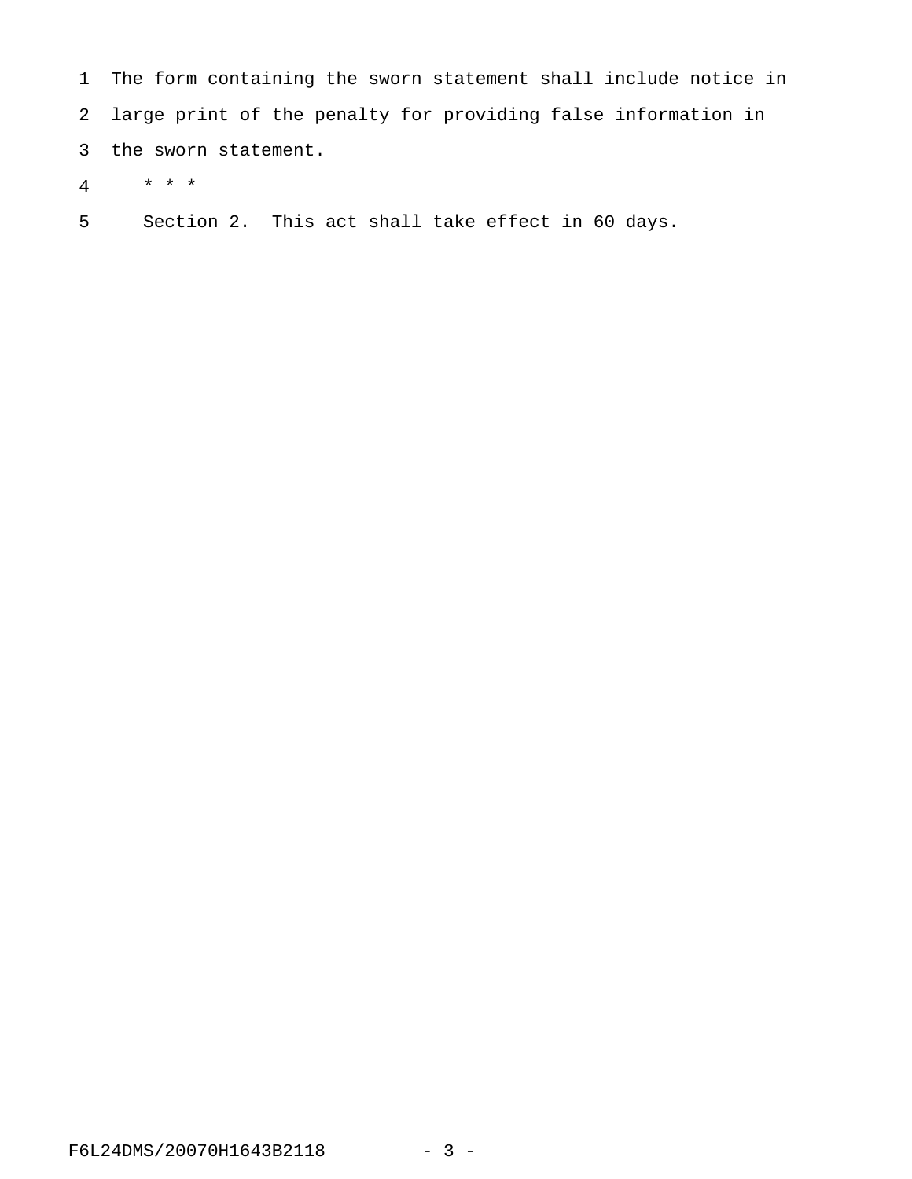The form containing the sworn statement shall include notice in large print of the penalty for providing false information in the sworn statement.

\* \* \*

Section 2. This act shall take effect in 60 days.